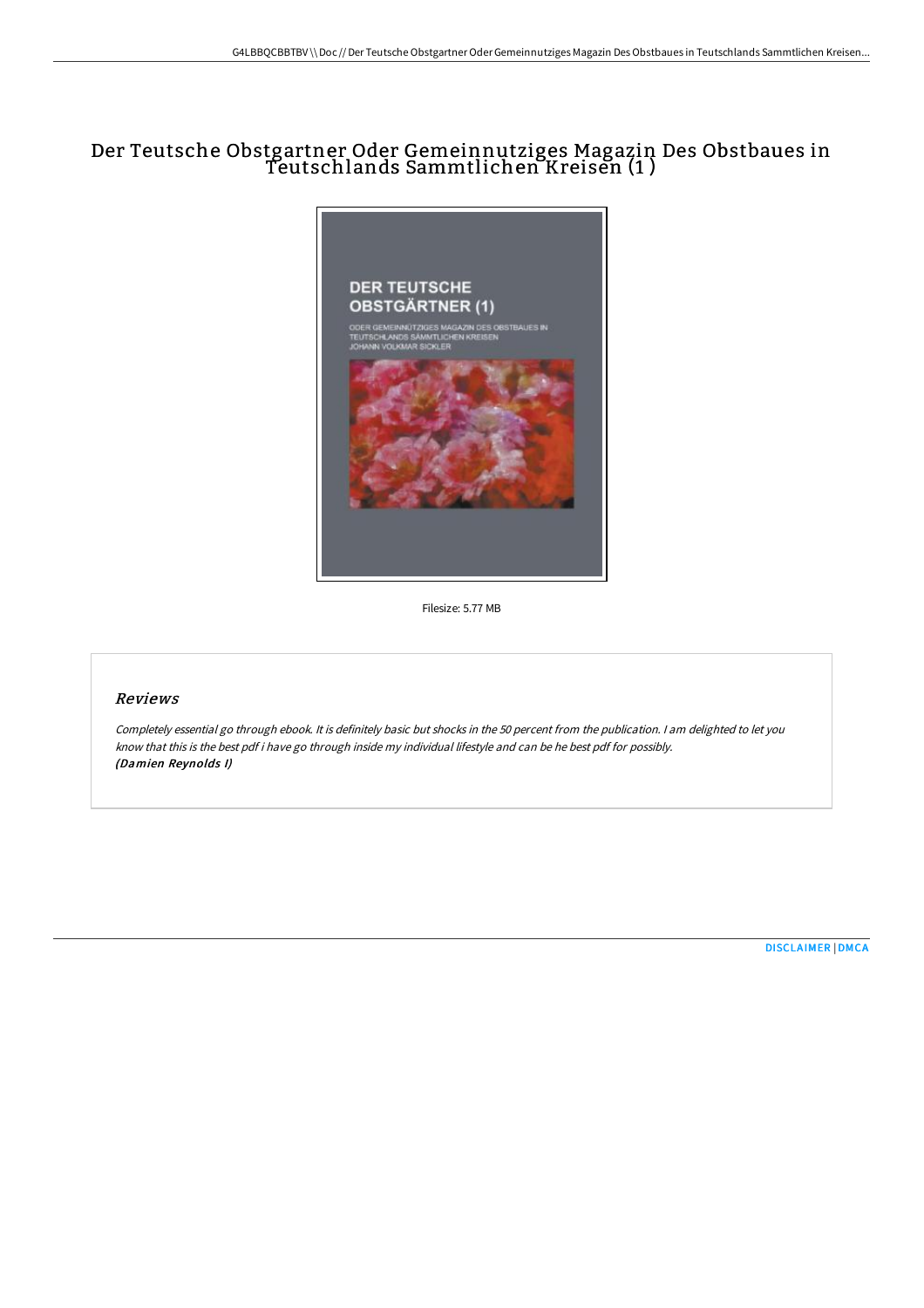# Der Teutsche Obstgartner Oder Gemeinnutziges Magazin Des Obstbaues in Teutschlands Sammtlichen Kreisen (1 )

Filesize: 5.77 MB

## Reviews

*Completely essential go through ebook. It is definitely basic but shocks in the 50 percent from the publication. I am delighted to let you know that this is the best pdf i have go through inside my individual lifestyle and can be he best pdf for possibly.*
***(Damien Reynolds I)***

DISCLAIMER | DMCA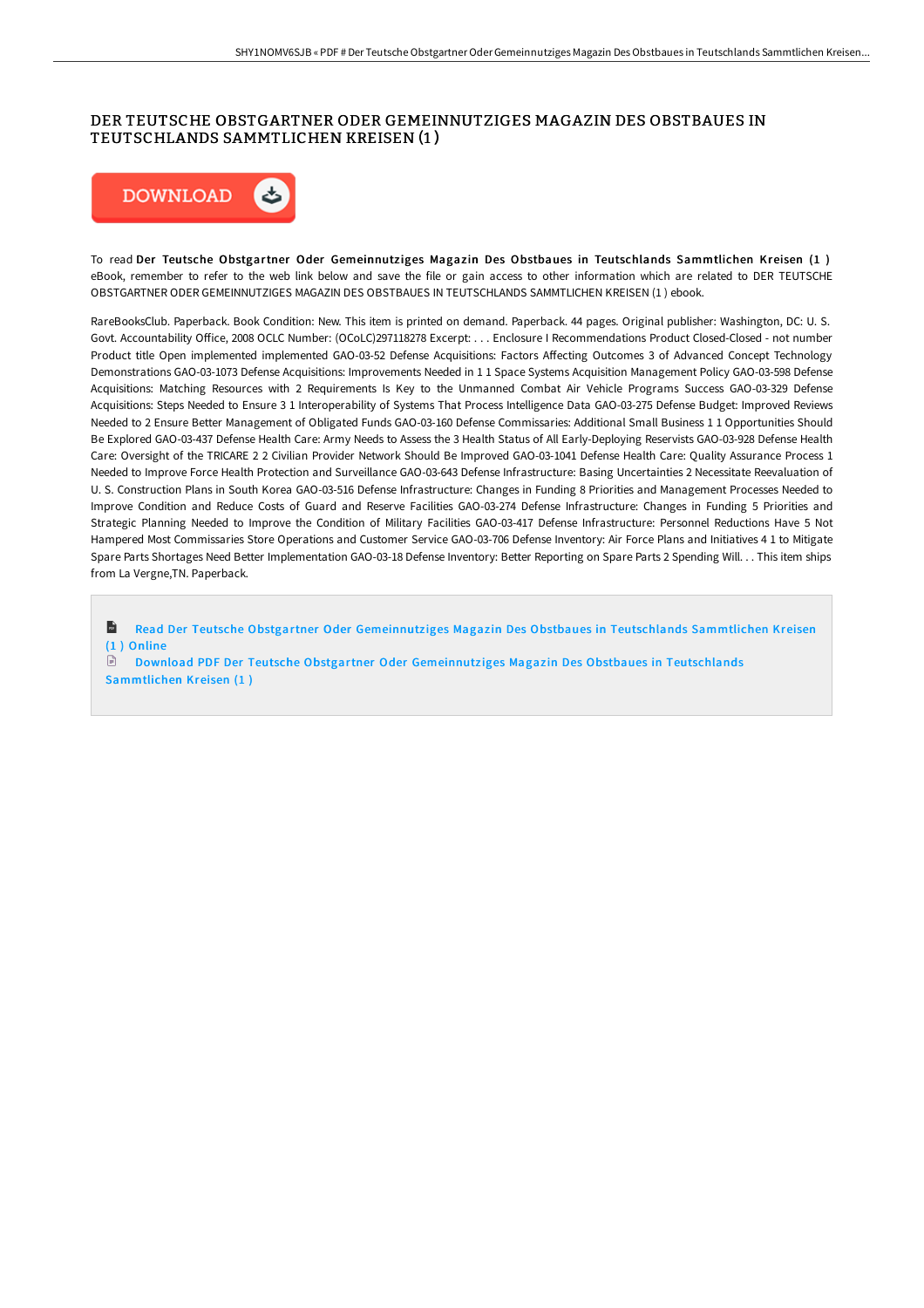# DER TEUTSCHE OBSTGARTNER ODER GEMEINNUTZIGES MAGAZIN DES OBSTBAUES IN TEUTSCHLANDS SAMMTLICHEN KREISEN (1 )

DOWNLOAD

To read **Der Teutsche Obstgartner Oder Gemeinnutziges Magazin Des Obstbaues in Teutschlands Sammtlichen Kreisen (1 )** eBook, remember to refer to the web link below and save the file or gain access to other information which are related to DER TEUTSCHE OBSTGARTNER ODER GEMEINNUTZIGES MAGAZIN DES OBSTBAUES IN TEUTSCHLANDS SAMMTLICHEN KREISEN (1 ) ebook.

RareBooksClub. Paperback. Book Condition: New. This item is printed on demand. Paperback. 44 pages. Original publisher: Washington, DC: U. S. Govt. Accountability Office, 2008 OCLC Number: (OCoLC)297118278 Excerpt: . . . Enclosure I Recommendations Product Closed-Closed - not number Product title Open implemented implemented GAO-03-52 Defense Acquisitions: Factors Affecting Outcomes 3 of Advanced Concept Technology Demonstrations GAO-03-1073 Defense Acquisitions: Improvements Needed in 1 1 Space Systems Acquisition Management Policy GAO-03-598 Defense Acquisitions: Matching Resources with 2 Requirements Is Key to the Unmanned Combat Air Vehicle Programs Success GAO-03-329 Defense Acquisitions: Steps Needed to Ensure 3 1 Interoperability of Systems That Process Intelligence Data GAO-03-275 Defense Budget: Improved Reviews Needed to 2 Ensure Better Management of Obligated Funds GAO-03-160 Defense Commissaries: Additional Small Business 1 1 Opportunities Should Be Explored GAO-03-437 Defense Health Care: Army Needs to Assess the 3 Health Status of All Early-Deploying Reservists GAO-03-928 Defense Health Care: Oversight of the TRICARE 2 2 Civilian Provider Network Should Be Improved GAO-03-1041 Defense Health Care: Quality Assurance Process 1 Needed to Improve Force Health Protection and Surveillance GAO-03-643 Defense Infrastructure: Basing Uncertainties 2 Necessitate Reevaluation of U. S. Construction Plans in South Korea GAO-03-516 Defense Infrastructure: Changes in Funding 8 Priorities and Management Processes Needed to Improve Condition and Reduce Costs of Guard and Reserve Facilities GAO-03-274 Defense Infrastructure: Changes in Funding 5 Priorities and Strategic Planning Needed to Improve the Condition of Military Facilities GAO-03-417 Defense Infrastructure: Personnel Reductions Have 5 Not Hampered Most Commissaries Store Operations and Customer Service GAO-03-706 Defense Inventory: Air Force Plans and Initiatives 4 1 to Mitigate Spare Parts Shortages Need Better Implementation GAO-03-18 Defense Inventory: Better Reporting on Spare Parts 2 Spending Will. . . This item ships from La Vergne,TN. Paperback.

Read Der Teutsche Obstgartner Oder Gemeinnutziges Magazin Des Obstbaues in Teutschlands Sammtlichen Kreisen (1 ) Online

Download PDF Der Teutsche Obstgartner Oder Gemeinnutziges Magazin Des Obstbaues in Teutschlands Sammtlichen Kreisen (1 )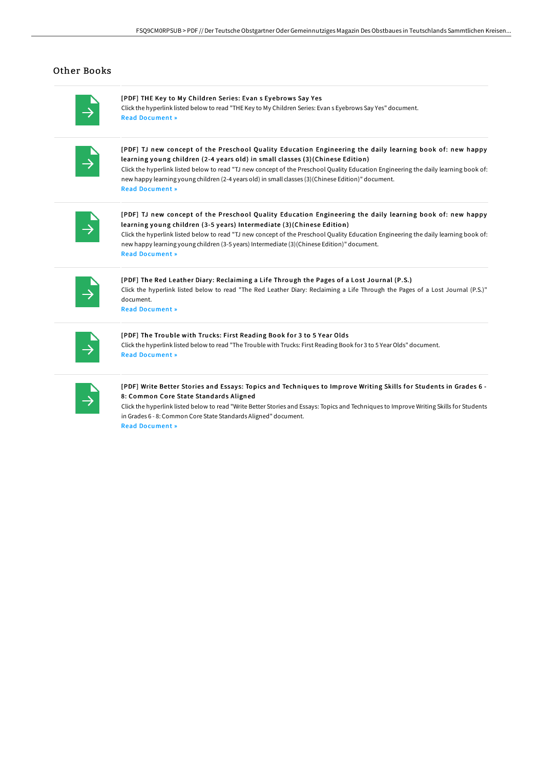## Other Books

**[PDF] THE Key to My Children Series: Evan s Eyebrows Say Yes**

Click the hyperlink listed below to read "THE Key to My Children Series: Evan s Eyebrows Say Yes" document.

Read Document »

**[PDF] TJ new concept of the Preschool Quality Education Engineering the daily learning book of: new happy learning young children (2-4 years old) in small classes (3)(Chinese Edition)**

Click the hyperlink listed below to read "TJ new concept of the Preschool Quality Education Engineering the daily learning book of: new happy learning young children (2-4 years old) in small classes (3)(Chinese Edition)" document.

Read Document »

**[PDF] TJ new concept of the Preschool Quality Education Engineering the daily learning book of: new happy learning young children (3-5 years) Intermediate (3)(Chinese Edition)**

Click the hyperlink listed below to read "TJ new concept of the Preschool Quality Education Engineering the daily learning book of: new happy learning young children (3-5 years) Intermediate (3)(Chinese Edition)" document.

Read Document »

**[PDF] The Red Leather Diary: Reclaiming a Life Through the Pages of a Lost Journal (P.S.)**

Click the hyperlink listed below to read "The Red Leather Diary: Reclaiming a Life Through the Pages of a Lost Journal (P.S.)" document.

Read Document »

**[PDF] The Trouble with Trucks: First Reading Book for 3 to 5 Year Olds**

Click the hyperlink listed below to read "The Trouble with Trucks: First Reading Book for 3 to 5 Year Olds" document.

Read Document »

**[PDF] Write Better Stories and Essays: Topics and Techniques to Improve Writing Skills for Students in Grades 6 - 8: Common Core State Standards Aligned**

Click the hyperlink listed below to read "Write Better Stories and Essays: Topics and Techniques to Improve Writing Skills for Students in Grades 6 - 8: Common Core State Standards Aligned" document.

Read Document »